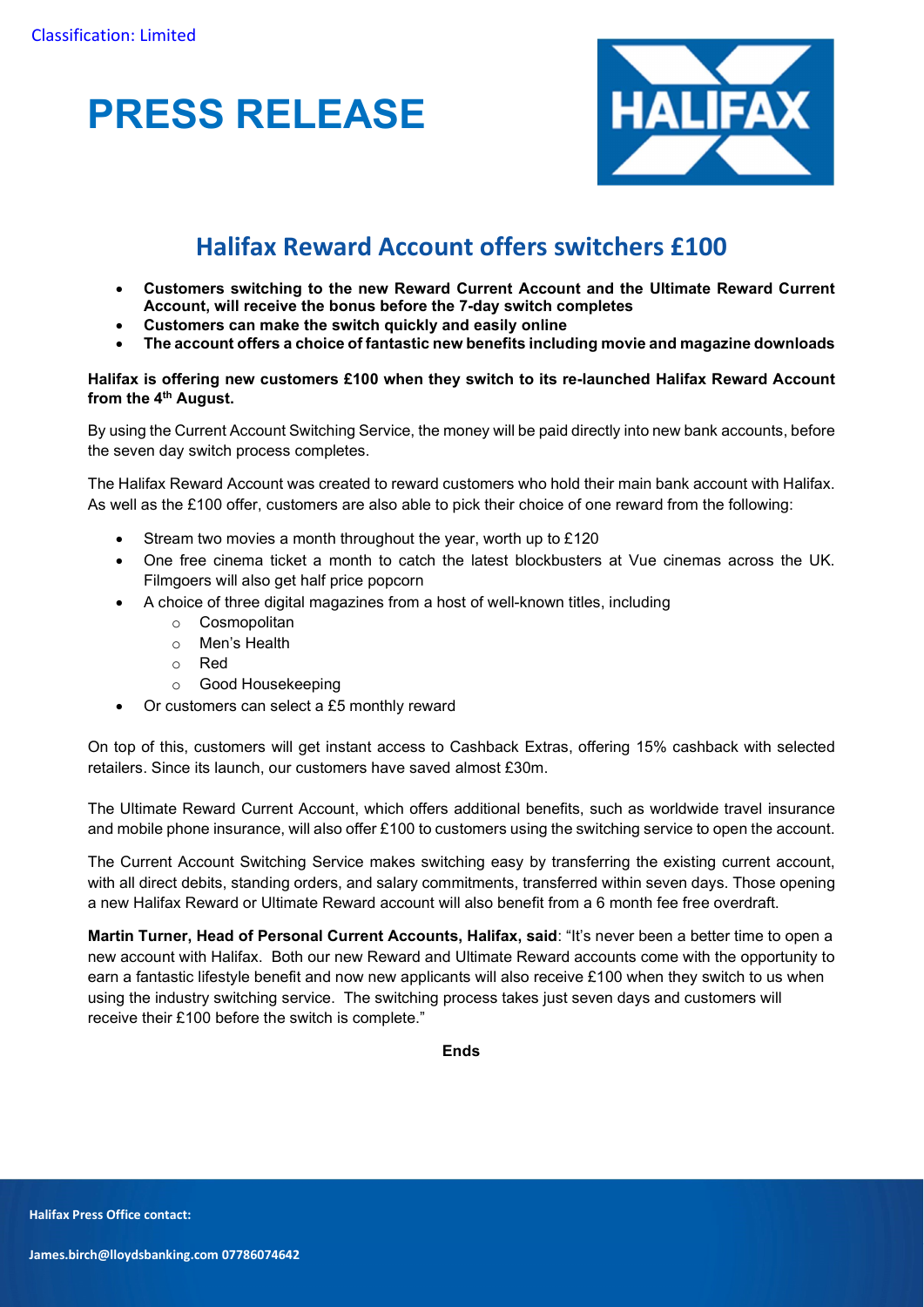Classification: Limited

# PRESS RELEASE

## Halifax Reward Account offers switchers £100

- **Customers switching to the new Reward Current Account and the Ultimate Reward Current Account, will receive the bonus before the 7-day switch completes**
- **Customers can make the switch quickly and easily online**
- **The account offers a choice of fantastic new benefits including movie and magazine downloads**

**Halifax is offering new customers £100 when they switch to its re-launched Halifax Reward Account from the 4th August.**

By using the Current Account Switching Service, the money will be paid directly into new bank accounts, before the seven day switch process completes.

The Halifax Reward Account was created to reward customers who hold their main bank account with Halifax. As well as the £100 offer, customers are also able to pick their choice of one reward from the following:

- Stream two movies a month throughout the year, worth up to £120
- One free cinema ticket a month to catch the latest blockbusters at Vue cinemas across the UK. Filmgoers will also get half price popcorn
- A choice of three digital magazines from a host of well-known titles, including
  - Cosmopolitan
  - Men's Health
  - Red
  - Good Housekeeping
- Or customers can select a £5 monthly reward

On top of this, customers will get instant access to Cashback Extras, offering 15% cashback with selected retailers. Since its launch, our customers have saved almost £30m.

The Ultimate Reward Current Account, which offers additional benefits, such as worldwide travel insurance and mobile phone insurance, will also offer £100 to customers using the switching service to open the account.

The Current Account Switching Service makes switching easy by transferring the existing current account, with all direct debits, standing orders, and salary commitments, transferred within seven days. Those opening a new Halifax Reward or Ultimate Reward account will also benefit from a 6 month fee free overdraft.

**Martin Turner, Head of Personal Current Accounts, Halifax, said**: "It's never been a better time to open a new account with Halifax. Both our new Reward and Ultimate Reward accounts come with the opportunity to earn a fantastic lifestyle benefit and now new applicants will also receive £100 when they switch to us when using the industry switching service. The switching process takes just seven days and customers will receive their £100 before the switch is complete."

**Ends**

**Halifax Press Office contact:**

**James.birch@lloydsbanking.com 07786074642**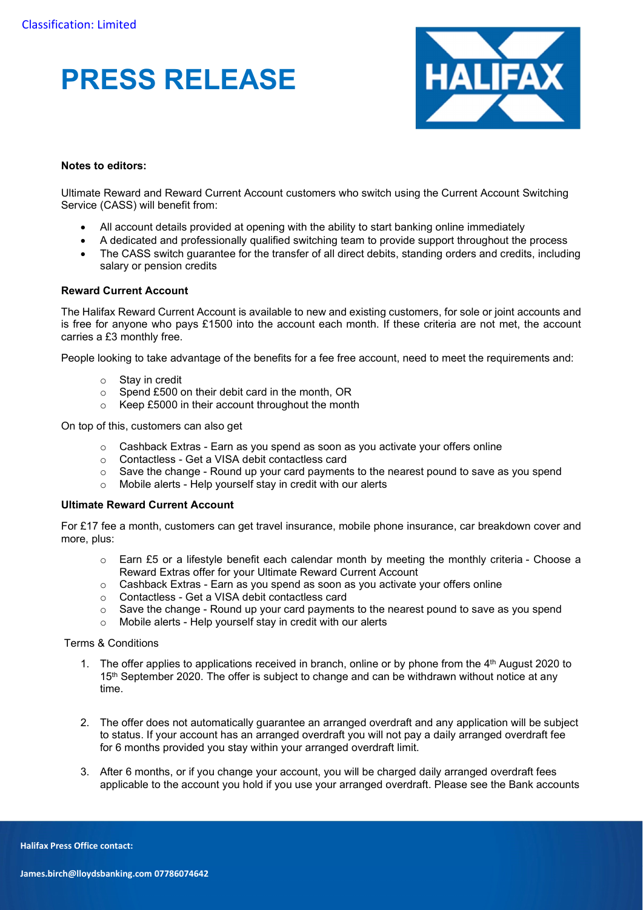Classification: Limited

# PRESS RELEASE

**Notes to editors:**

Ultimate Reward and Reward Current Account customers who switch using the Current Account Switching Service (CASS) will benefit from:

- All account details provided at opening with the ability to start banking online immediately
- A dedicated and professionally qualified switching team to provide support throughout the process
- The CASS switch guarantee for the transfer of all direct debits, standing orders and credits, including salary or pension credits

**Reward Current Account**

The Halifax Reward Current Account is available to new and existing customers, for sole or joint accounts and is free for anyone who pays £1500 into the account each month. If these criteria are not met, the account carries a £3 monthly free.

People looking to take advantage of the benefits for a fee free account, need to meet the requirements and:

- Stay in credit
- Spend £500 on their debit card in the month, OR
- Keep £5000 in their account throughout the month

On top of this, customers can also get

- Cashback Extras - Earn as you spend as soon as you activate your offers online
- Contactless - Get a VISA debit contactless card
- Save the change - Round up your card payments to the nearest pound to save as you spend
- Mobile alerts - Help yourself stay in credit with our alerts

**Ultimate Reward Current Account**

For £17 fee a month, customers can get travel insurance, mobile phone insurance, car breakdown cover and more, plus:

- Earn £5 or a lifestyle benefit each calendar month by meeting the monthly criteria - Choose a Reward Extras offer for your Ultimate Reward Current Account
- Cashback Extras - Earn as you spend as soon as you activate your offers online
- Contactless - Get a VISA debit contactless card
- Save the change - Round up your card payments to the nearest pound to save as you spend
- Mobile alerts - Help yourself stay in credit with our alerts

Terms & Conditions

1. The offer applies to applications received in branch, online or by phone from the 4th August 2020 to 15th September 2020. The offer is subject to change and can be withdrawn without notice at any time.
2. The offer does not automatically guarantee an arranged overdraft and any application will be subject to status. If your account has an arranged overdraft you will not pay a daily arranged overdraft fee for 6 months provided you stay within your arranged overdraft limit.
3. After 6 months, or if you change your account, you will be charged daily arranged overdraft fees applicable to the account you hold if you use your arranged overdraft. Please see the Bank accounts

**Halifax Press Office contact:**

**James.birch@lloydsbanking.com 07786074642**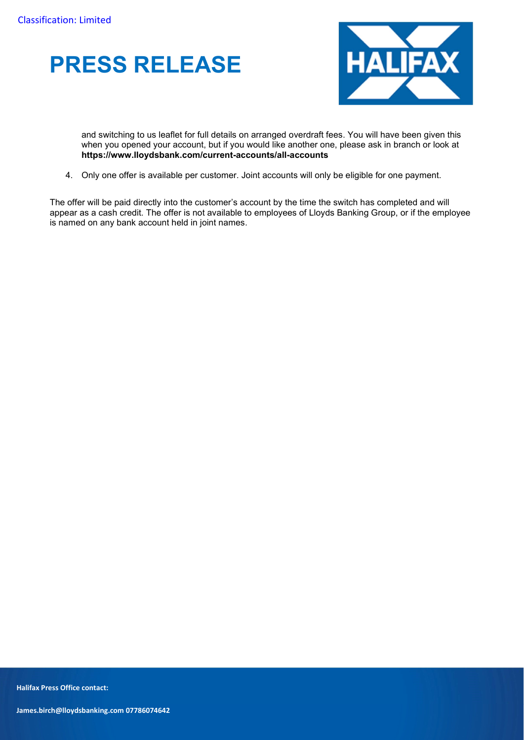and switching to us leaflet for full details on arranged overdraft fees. You will have been given this when you opened your account, but if you would like another one, please ask in branch or look at **https://www.lloydsbank.com/current-accounts/all-accounts**

4. Only one offer is available per customer. Joint accounts will only be eligible for one payment.

The offer will be paid directly into the customer's account by the time the switch has completed and will appear as a cash credit. The offer is not available to employees of Lloyds Banking Group, or if the employee is named on any bank account held in joint names.

**Halifax Press Office contact:**

**James.birch@lloydsbanking.com 07786074642**